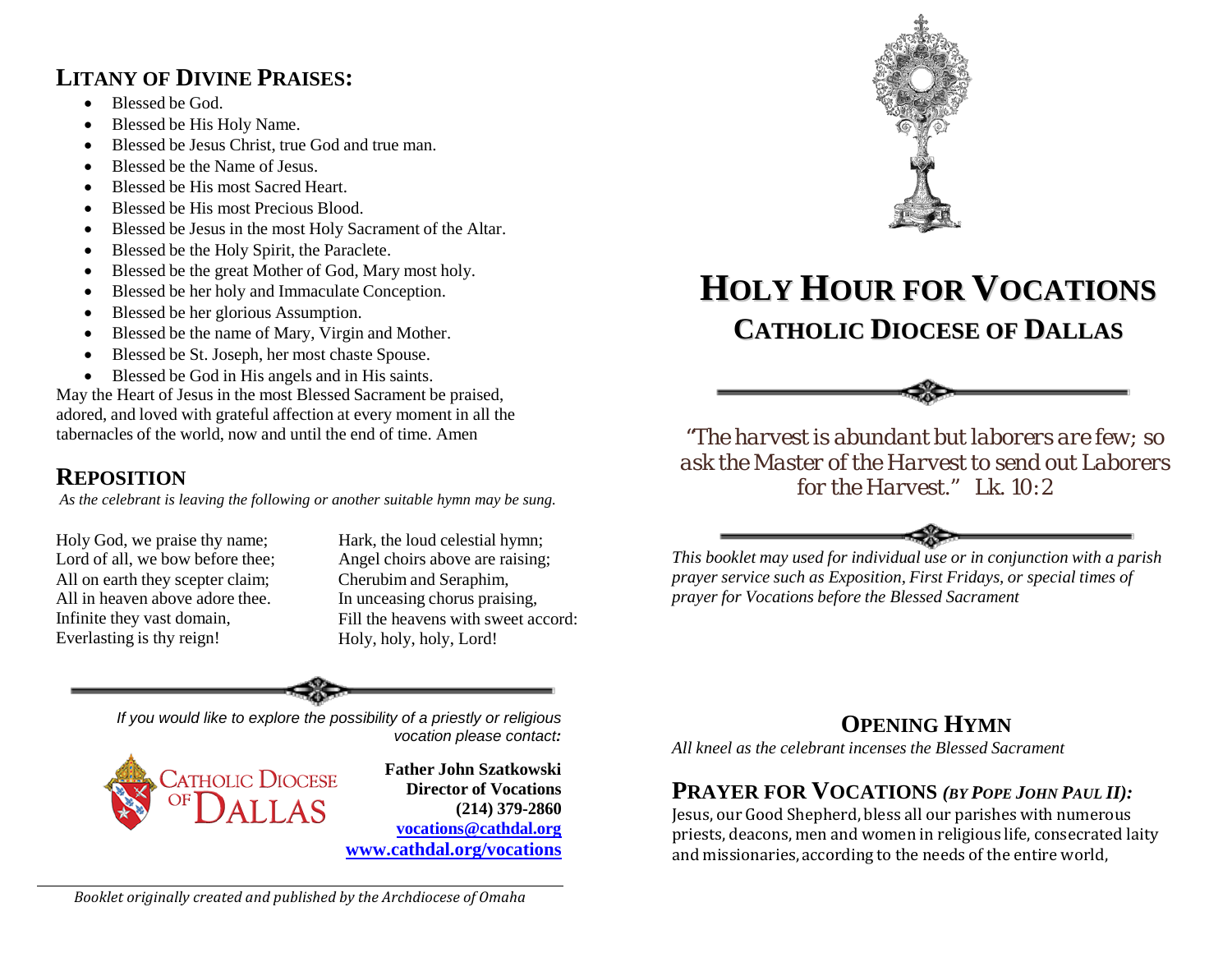## LITANY OF DIVINE PRAISES:

- Blessed be God.
- Blessed be His Holy Name.
- Blessed be Jesus Christ, true God and true man.
- Blessed be the Name of Jesus.
- Blessed be His most Sacred Heart.
- Blessed be His most Precious Blood.
- Blessed be Jesus in the most Holy Sacrament of the Altar.
- Blessed be the Holy Spirit, the Paraclete.
- Blessed be the great Mother of God, Mary most holy.
- Blessed be her holy and Immaculate Conception.
- Blessed be her glorious Assumption.
- Blessed be the name of Mary, Virgin and Mother.
- Blessed be St. Joseph, her most chaste Spouse.
- Blessed be God in His angels and in His saints.

May the Heart of Jesus in the most Blessed Sacrament be praised, adored, and loved with grateful affection at every moment in all the tabernacles of the world, now and until the end of time. Amen

## REPOSITION

*As the celebrant is leaving the following or another suitable hymn may be sung.*

Holy God, we praise thy name;
Lord of all, we bow before thee;
All on earth they scepter claim;
All in heaven above adore thee.
Infinite they vast domain,
Everlasting is thy reign!

Hark, the loud celestial hymn;
Angel choirs above are raising;
Cherubim and Seraphim,
In unceasing chorus praising,
Fill the heavens with sweet accord:
Holy, holy, holy, Lord!

*If you would like to explore the possibility of a priestly or religious vocation please contact:*

CATHOLIC DIOCESE OF DALLAS

**Father John Szatkowski**
**Director of Vocations**
**(214) 379-2860**
**vocations@cathdal.org**
**www.cathdal.org/vocations**

*Booklet originally created and published by the Archdiocese of Omaha*

# HOLY HOUR FOR VOCATIONS

## CATHOLIC DIOCESE OF DALLAS

*"The harvest is abundant but laborers are few; so ask the Master of the Harvest to send out Laborers for the Harvest." Lk. 10:2*

*This booklet may used for individual use or in conjunction with a parish prayer service such as Exposition, First Fridays, or special times of prayer for Vocations before the Blessed Sacrament*

## OPENING HYMN

*All kneel as the celebrant incenses the Blessed Sacrament*

## PRAYER FOR VOCATIONS *(BY POPE JOHN PAUL II):*

Jesus, our Good Shepherd, bless all our parishes with numerous priests, deacons, men and women in religious life, consecrated laity and missionaries, according to the needs of the entire world,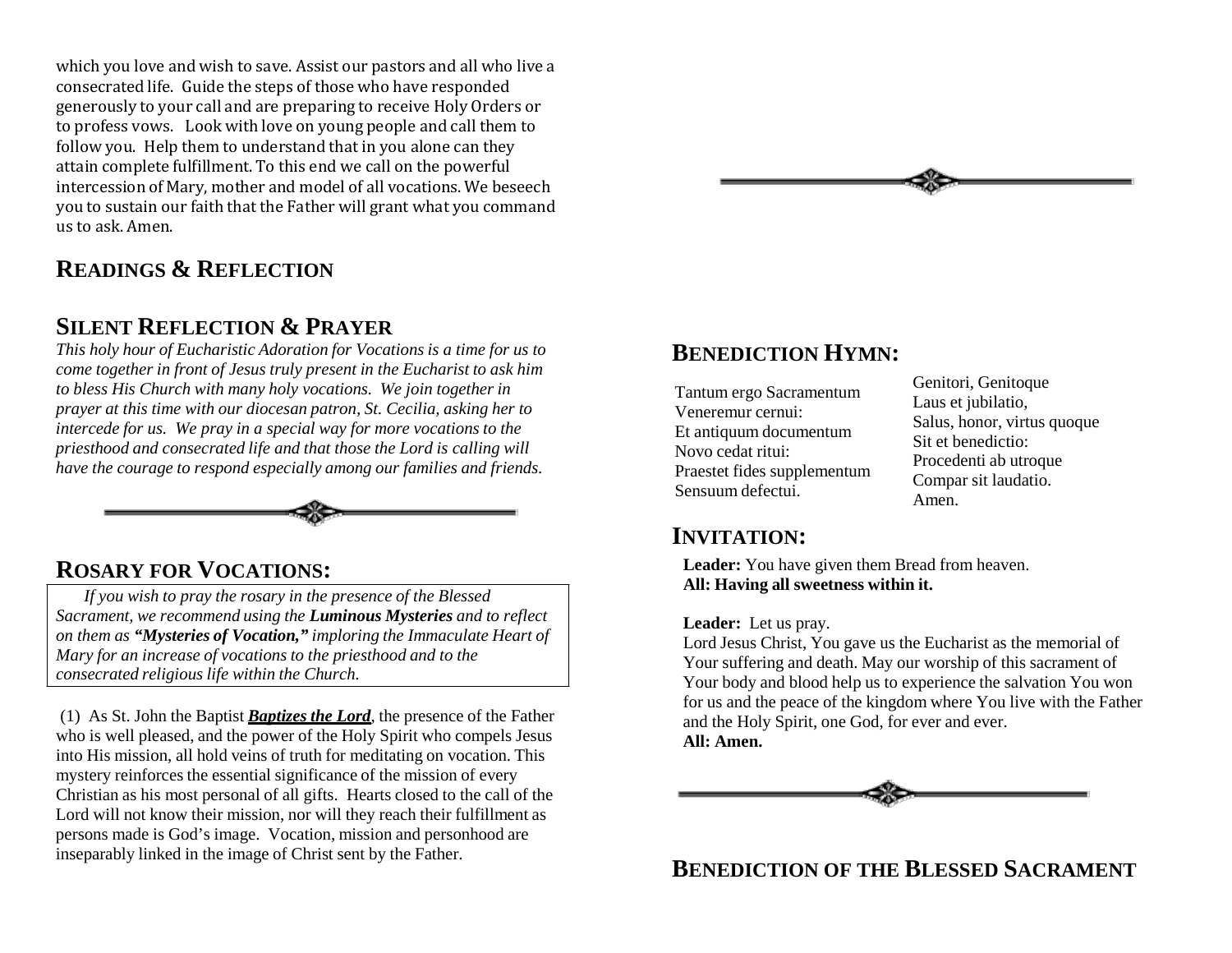which you love and wish to save. Assist our pastors and all who live a consecrated life. Guide the steps of those who have responded generously to your call and are preparing to receive Holy Orders or to profess vows. Look with love on young people and call them to follow you. Help them to understand that in you alone can they attain complete fulfillment. To this end we call on the powerful intercession of Mary, mother and model of all vocations. We beseech you to sustain our faith that the Father will grant what you command us to ask. Amen.

## READINGS & REFLECTION

## SILENT REFLECTION & PRAYER

*This holy hour of Eucharistic Adoration for Vocations is a time for us to come together in front of Jesus truly present in the Eucharist to ask him to bless His Church with many holy vocations. We join together in prayer at this time with our diocesan patron, St. Cecilia, asking her to intercede for us. We pray in a special way for more vocations to the priesthood and consecrated life and that those the Lord is calling will have the courage to respond especially among our families and friends.*

## ROSARY FOR VOCATIONS:

*If you wish to pray the rosary in the presence of the Blessed Sacrament, we recommend using the **Luminous Mysteries** and to reflect on them as **"Mysteries of Vocation,"** imploring the Immaculate Heart of Mary for an increase of vocations to the priesthood and to the consecrated religious life within the Church.*

(1) As St. John the Baptist ***Baptizes the Lord***, the presence of the Father who is well pleased, and the power of the Holy Spirit who compels Jesus into His mission, all hold veins of truth for meditating on vocation. This mystery reinforces the essential significance of the mission of every Christian as his most personal of all gifts. Hearts closed to the call of the Lord will not know their mission, nor will they reach their fulfillment as persons made is God's image. Vocation, mission and personhood are inseparably linked in the image of Christ sent by the Father.

## BENEDICTION HYMN:

Tantum ergo Sacramentum
Veneremur cernui:
Et antiquum documentum
Novo cedat ritui:
Praestet fides supplementum
Sensuum defectui.

Genitori, Genitoque
Laus et jubilatio,
Salus, honor, virtus quoque
Sit et benedictio:
Procedenti ab utroque
Compar sit laudatio.
Amen.

## INVITATION:

**Leader:** You have given them Bread from heaven.
**All: Having all sweetness within it.**

**Leader:** Let us pray.
Lord Jesus Christ, You gave us the Eucharist as the memorial of Your suffering and death. May our worship of this sacrament of Your body and blood help us to experience the salvation You won for us and the peace of the kingdom where You live with the Father and the Holy Spirit, one God, for ever and ever.
**All: Amen.**

## BENEDICTION OF THE BLESSED SACRAMENT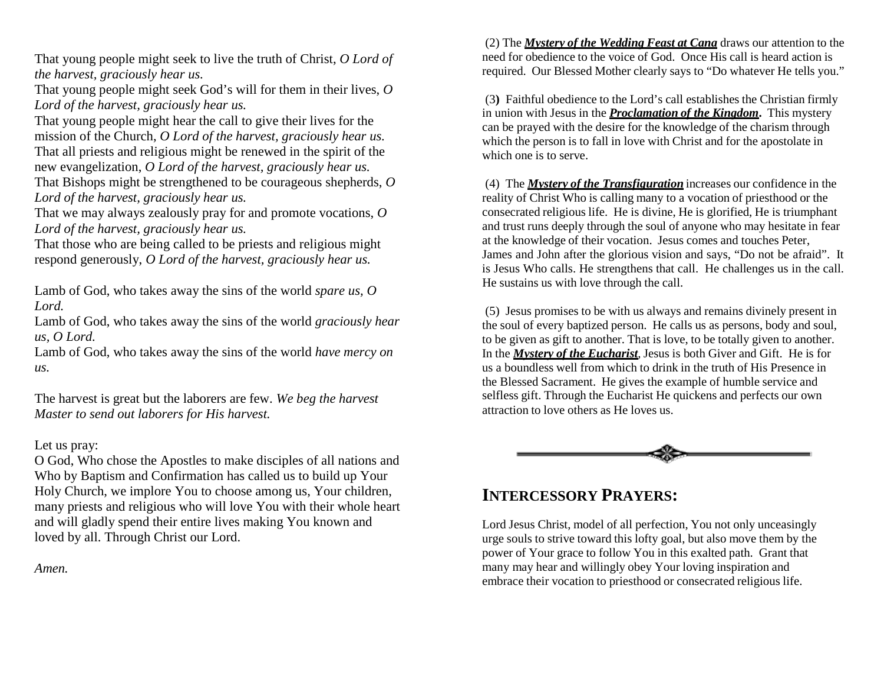That young people might seek to live the truth of Christ, *O Lord of the harvest, graciously hear us.*
That young people might seek God's will for them in their lives, *O Lord of the harvest, graciously hear us.*
That young people might hear the call to give their lives for the mission of the Church, *O Lord of the harvest, graciously hear us.*
That all priests and religious might be renewed in the spirit of the new evangelization, *O Lord of the harvest, graciously hear us.*
That Bishops might be strengthened to be courageous shepherds, *O Lord of the harvest, graciously hear us.*
That we may always zealously pray for and promote vocations, *O Lord of the harvest, graciously hear us.*
That those who are being called to be priests and religious might respond generously, *O Lord of the harvest, graciously hear us.*

Lamb of God, who takes away the sins of the world *spare us, O Lord.*
Lamb of God, who takes away the sins of the world *graciously hear us, O Lord.*
Lamb of God, who takes away the sins of the world *have mercy on us.*

The harvest is great but the laborers are few. *We beg the harvest Master to send out laborers for His harvest.*

Let us pray:
O God, Who chose the Apostles to make disciples of all nations and Who by Baptism and Confirmation has called us to build up Your Holy Church, we implore You to choose among us, Your children, many priests and religious who will love You with their whole heart and will gladly spend their entire lives making You known and loved by all. Through Christ our Lord.

*Amen.*

(2) The ***Mystery of the Wedding Feast at Cana*** draws our attention to the need for obedience to the voice of God. Once His call is heard action is required. Our Blessed Mother clearly says to "Do whatever He tells you."

(3**)** Faithful obedience to the Lord's call establishes the Christian firmly in union with Jesus in the ***Proclamation of the Kingdom*****.** This mystery can be prayed with the desire for the knowledge of the charism through which the person is to fall in love with Christ and for the apostolate in which one is to serve.

(4) The ***Mystery of the Transfiguration*** increases our confidence in the reality of Christ Who is calling many to a vocation of priesthood or the consecrated religious life. He is divine, He is glorified, He is triumphant and trust runs deeply through the soul of anyone who may hesitate in fear at the knowledge of their vocation. Jesus comes and touches Peter, James and John after the glorious vision and says, "Do not be afraid". It is Jesus Who calls. He strengthens that call. He challenges us in the call. He sustains us with love through the call.

(5) Jesus promises to be with us always and remains divinely present in the soul of every baptized person. He calls us as persons, body and soul, to be given as gift to another. That is love, to be totally given to another. In the ***Mystery of the Eucharist***, Jesus is both Giver and Gift. He is for us a boundless well from which to drink in the truth of His Presence in the Blessed Sacrament. He gives the example of humble service and selfless gift. Through the Eucharist He quickens and perfects our own attraction to love others as He loves us.

## INTERCESSORY PRAYERS:

Lord Jesus Christ, model of all perfection, You not only unceasingly urge souls to strive toward this lofty goal, but also move them by the power of Your grace to follow You in this exalted path. Grant that many may hear and willingly obey Your loving inspiration and embrace their vocation to priesthood or consecrated religious life.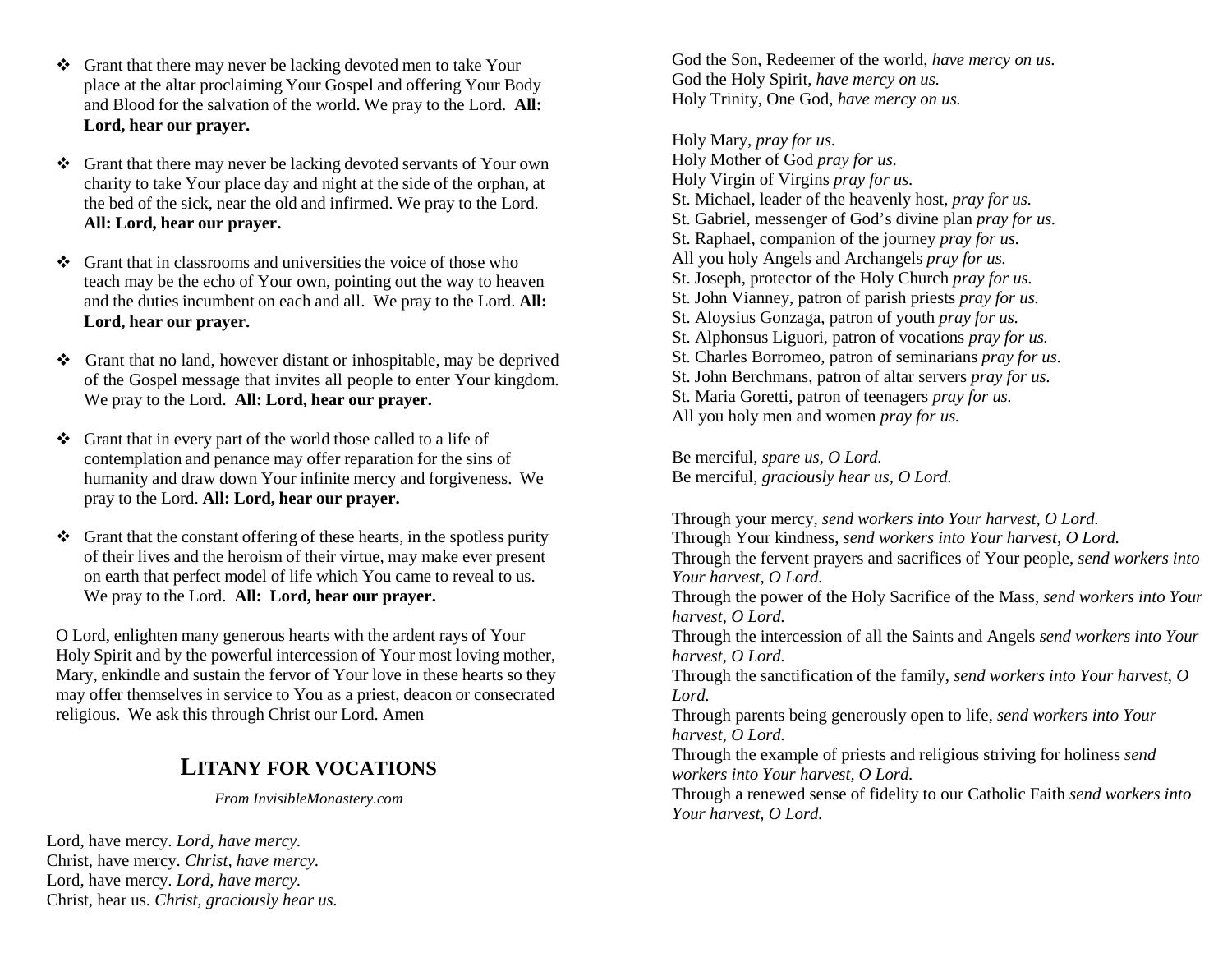- Grant that there may never be lacking devoted men to take Your place at the altar proclaiming Your Gospel and offering Your Body and Blood for the salvation of the world. We pray to the Lord. **All: Lord, hear our prayer.**

- Grant that there may never be lacking devoted servants of Your own charity to take Your place day and night at the side of the orphan, at the bed of the sick, near the old and infirmed. We pray to the Lord. **All: Lord, hear our prayer.**

- Grant that in classrooms and universities the voice of those who teach may be the echo of Your own, pointing out the way to heaven and the duties incumbent on each and all. We pray to the Lord. **All: Lord, hear our prayer.**

- Grant that no land, however distant or inhospitable, may be deprived of the Gospel message that invites all people to enter Your kingdom. We pray to the Lord. **All: Lord, hear our prayer.**

- Grant that in every part of the world those called to a life of contemplation and penance may offer reparation for the sins of humanity and draw down Your infinite mercy and forgiveness. We pray to the Lord. **All: Lord, hear our prayer.**

- Grant that the constant offering of these hearts, in the spotless purity of their lives and the heroism of their virtue, may make ever present on earth that perfect model of life which You came to reveal to us. We pray to the Lord. **All: Lord, hear our prayer.**

O Lord, enlighten many generous hearts with the ardent rays of Your Holy Spirit and by the powerful intercession of Your most loving mother, Mary, enkindle and sustain the fervor of Your love in these hearts so they may offer themselves in service to You as a priest, deacon or consecrated religious. We ask this through Christ our Lord. Amen

## LITANY FOR VOCATIONS

*From InvisibleMonastery.com*

Lord, have mercy. *Lord, have mercy.*
Christ, have mercy. *Christ, have mercy.*
Lord, have mercy. *Lord, have mercy.*
Christ, hear us. *Christ, graciously hear us.*

God the Son, Redeemer of the world, *have mercy on us.*
God the Holy Spirit, *have mercy on us.*
Holy Trinity, One God, *have mercy on us.*

Holy Mary, *pray for us.*
Holy Mother of God *pray for us.*
Holy Virgin of Virgins *pray for us.*
St. Michael, leader of the heavenly host, *pray for us.*
St. Gabriel, messenger of God's divine plan *pray for us.*
St. Raphael, companion of the journey *pray for us.*
All you holy Angels and Archangels *pray for us.*
St. Joseph, protector of the Holy Church *pray for us.*
St. John Vianney, patron of parish priests *pray for us.*
St. Aloysius Gonzaga, patron of youth *pray for us.*
St. Alphonsus Liguori, patron of vocations *pray for us.*
St. Charles Borromeo, patron of seminarians *pray for us.*
St. John Berchmans, patron of altar servers *pray for us.*
St. Maria Goretti, patron of teenagers *pray for us.*
All you holy men and women *pray for us.*

Be merciful, *spare us, O Lord.*
Be merciful, *graciously hear us, O Lord.*

Through your mercy, *send workers into Your harvest, O Lord.*
Through Your kindness, *send workers into Your harvest, O Lord.*
Through the fervent prayers and sacrifices of Your people, *send workers into Your harvest, O Lord.*
Through the power of the Holy Sacrifice of the Mass, *send workers into Your harvest, O Lord.*
Through the intercession of all the Saints and Angels *send workers into Your harvest, O Lord.*
Through the sanctification of the family, *send workers into Your harvest, O Lord.*
Through parents being generously open to life, *send workers into Your harvest, O Lord.*
Through the example of priests and religious striving for holiness *send workers into Your harvest, O Lord.*
Through a renewed sense of fidelity to our Catholic Faith *send workers into Your harvest, O Lord.*